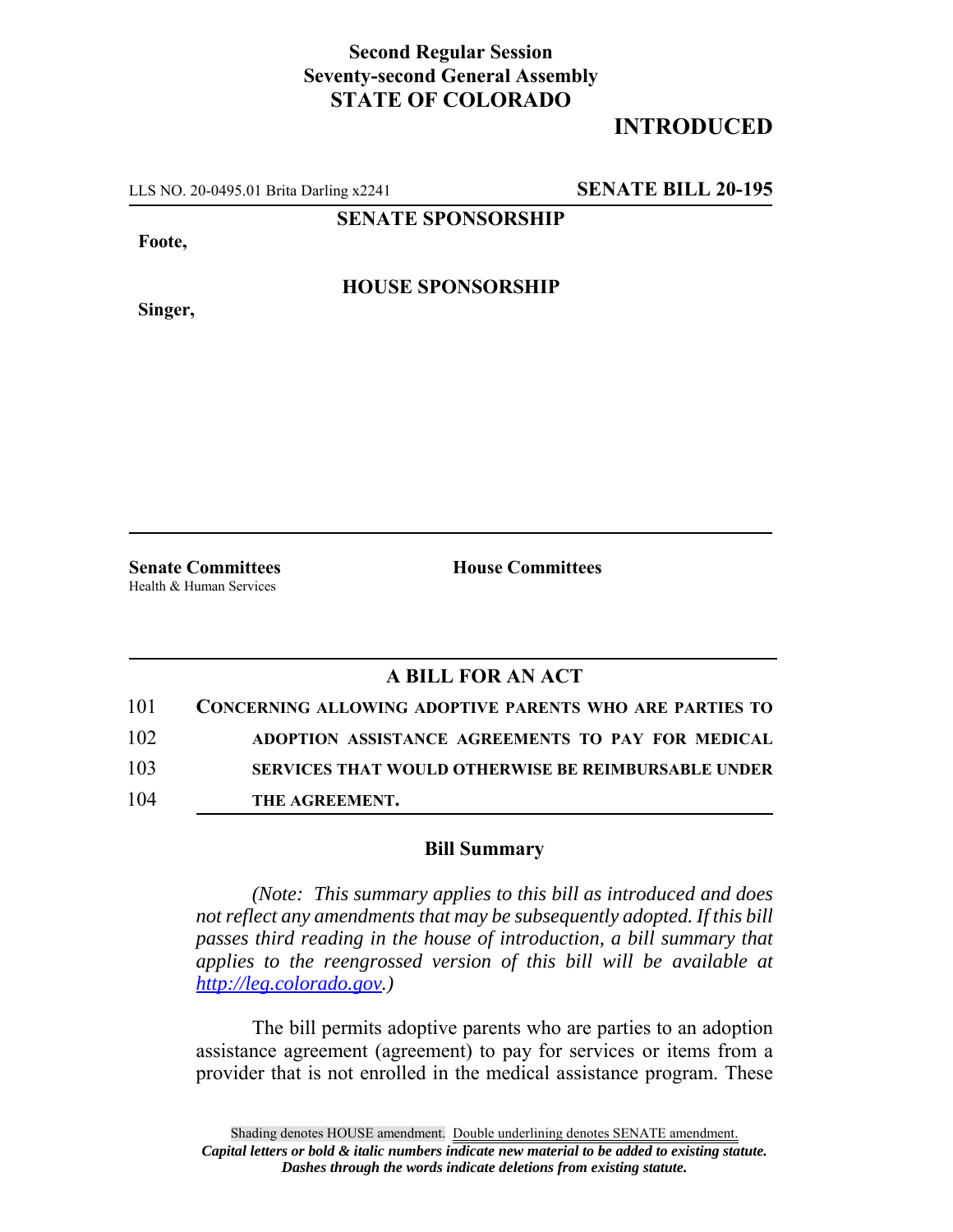**Second Regular Session**
**Seventy-second General Assembly**
**STATE OF COLORADO**

**INTRODUCED**

LLS NO. 20-0495.01 Brita Darling x2241 **SENATE BILL 20-195**

**SENATE SPONSORSHIP**

**Foote,**

**HOUSE SPONSORSHIP**

**Singer,**

**Senate Committees**
Health & Human Services

**House Committees**

## A BILL FOR AN ACT

101 **CONCERNING ALLOWING ADOPTIVE PARENTS WHO ARE PARTIES TO**
102 **ADOPTION ASSISTANCE AGREEMENTS TO PAY FOR MEDICAL**
103 **SERVICES THAT WOULD OTHERWISE BE REIMBURSABLE UNDER**
104 **THE AGREEMENT.**

### Bill Summary

*(Note: This summary applies to this bill as introduced and does not reflect any amendments that may be subsequently adopted. If this bill passes third reading in the house of introduction, a bill summary that applies to the reengrossed version of this bill will be available at http://leg.colorado.gov.)*

The bill permits adoptive parents who are parties to an adoption assistance agreement (agreement) to pay for services or items from a provider that is not enrolled in the medical assistance program. These

Shading denotes HOUSE amendment. Double underlining denotes SENATE amendment.
***Capital letters or bold & italic numbers indicate new material to be added to existing statute.***
***Dashes through the words indicate deletions from existing statute.***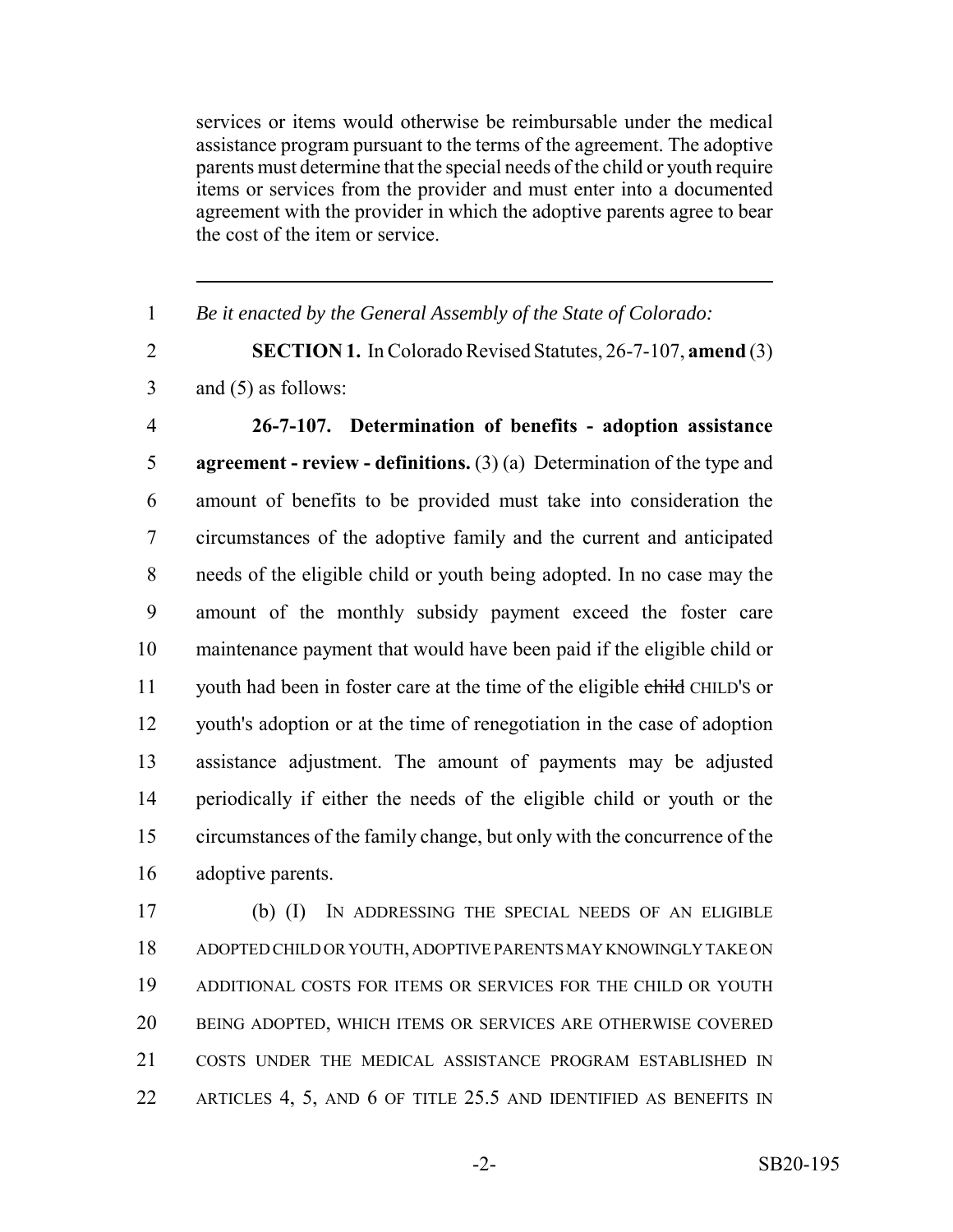services or items would otherwise be reimbursable under the medical assistance program pursuant to the terms of the agreement. The adoptive parents must determine that the special needs of the child or youth require items or services from the provider and must enter into a documented agreement with the provider in which the adoptive parents agree to bear the cost of the item or service.

---

1 *Be it enacted by the General Assembly of the State of Colorado:*

2 **SECTION 1.** In Colorado Revised Statutes, 26-7-107, **amend** (3)
3 and (5) as follows:

4 **26-7-107. Determination of benefits - adoption assistance**
5 **agreement - review - definitions.** (3) (a) Determination of the type and
6 amount of benefits to be provided must take into consideration the
7 circumstances of the adoptive family and the current and anticipated
8 needs of the eligible child or youth being adopted. In no case may the
9 amount of the monthly subsidy payment exceed the foster care
10 maintenance payment that would have been paid if the eligible child or
11 youth had been in foster care at the time of the eligible ~~child~~ CHILD'S or
12 youth's adoption or at the time of renegotiation in the case of adoption
13 assistance adjustment. The amount of payments may be adjusted
14 periodically if either the needs of the eligible child or youth or the
15 circumstances of the family change, but only with the concurrence of the
16 adoptive parents.

17 (b) (I) IN ADDRESSING THE SPECIAL NEEDS OF AN ELIGIBLE
18 ADOPTED CHILD OR YOUTH, ADOPTIVE PARENTS MAY KNOWINGLY TAKE ON
19 ADDITIONAL COSTS FOR ITEMS OR SERVICES FOR THE CHILD OR YOUTH
20 BEING ADOPTED, WHICH ITEMS OR SERVICES ARE OTHERWISE COVERED
21 COSTS UNDER THE MEDICAL ASSISTANCE PROGRAM ESTABLISHED IN
22 ARTICLES 4, 5, AND 6 OF TITLE 25.5 AND IDENTIFIED AS BENEFITS IN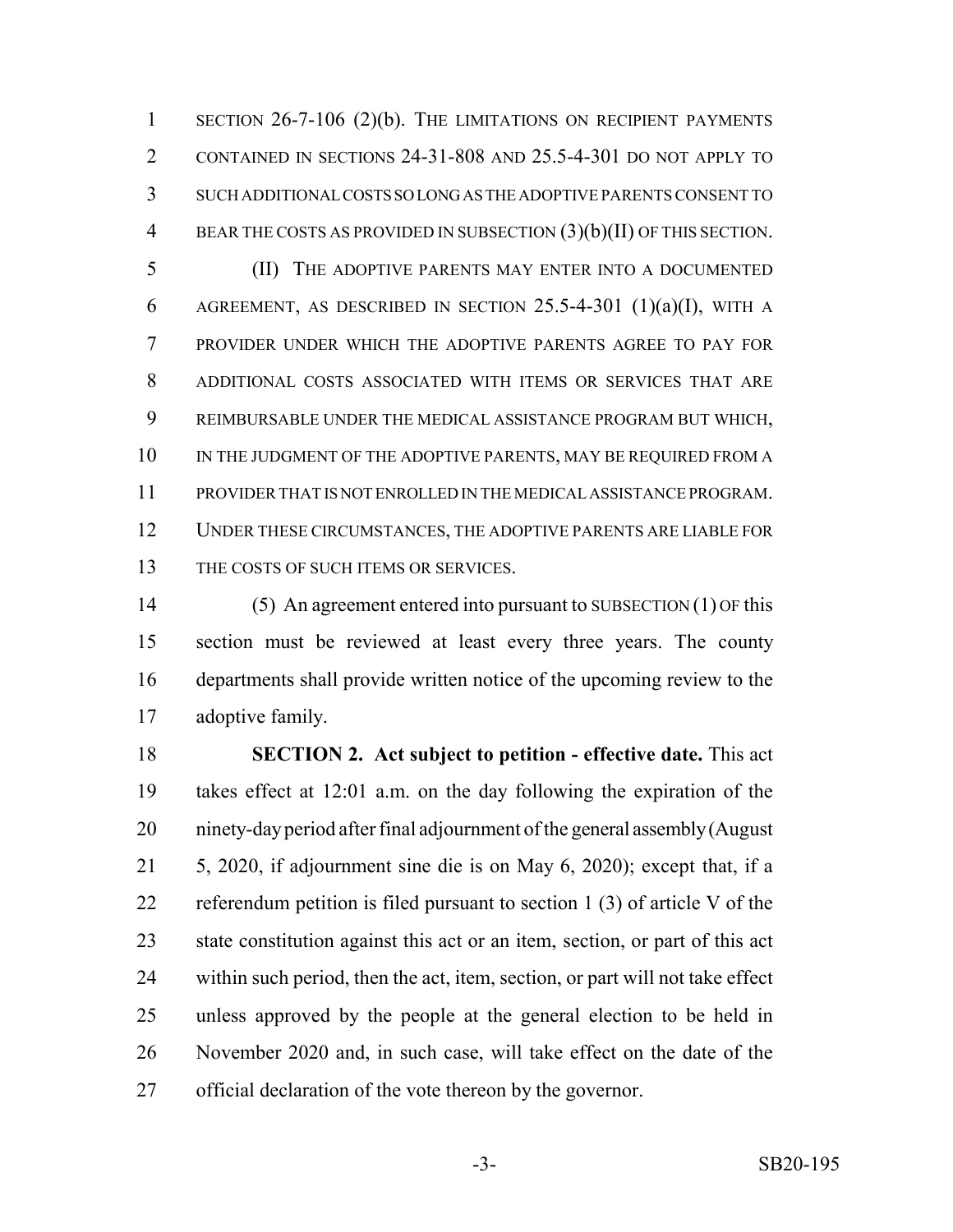SECTION 26-7-106 (2)(b). THE LIMITATIONS ON RECIPIENT PAYMENTS CONTAINED IN SECTIONS 24-31-808 AND 25.5-4-301 DO NOT APPLY TO SUCH ADDITIONAL COSTS SO LONG AS THE ADOPTIVE PARENTS CONSENT TO BEAR THE COSTS AS PROVIDED IN SUBSECTION (3)(b)(II) OF THIS SECTION.

(II) THE ADOPTIVE PARENTS MAY ENTER INTO A DOCUMENTED AGREEMENT, AS DESCRIBED IN SECTION 25.5-4-301 (1)(a)(I), WITH A PROVIDER UNDER WHICH THE ADOPTIVE PARENTS AGREE TO PAY FOR ADDITIONAL COSTS ASSOCIATED WITH ITEMS OR SERVICES THAT ARE REIMBURSABLE UNDER THE MEDICAL ASSISTANCE PROGRAM BUT WHICH, IN THE JUDGMENT OF THE ADOPTIVE PARENTS, MAY BE REQUIRED FROM A PROVIDER THAT IS NOT ENROLLED IN THE MEDICAL ASSISTANCE PROGRAM. UNDER THESE CIRCUMSTANCES, THE ADOPTIVE PARENTS ARE LIABLE FOR THE COSTS OF SUCH ITEMS OR SERVICES.

(5) An agreement entered into pursuant to SUBSECTION (1) OF this section must be reviewed at least every three years. The county departments shall provide written notice of the upcoming review to the adoptive family.

**SECTION 2. Act subject to petition - effective date.** This act takes effect at 12:01 a.m. on the day following the expiration of the ninety-day period after final adjournment of the general assembly (August 5, 2020, if adjournment sine die is on May 6, 2020); except that, if a referendum petition is filed pursuant to section 1 (3) of article V of the state constitution against this act or an item, section, or part of this act within such period, then the act, item, section, or part will not take effect unless approved by the people at the general election to be held in November 2020 and, in such case, will take effect on the date of the official declaration of the vote thereon by the governor.